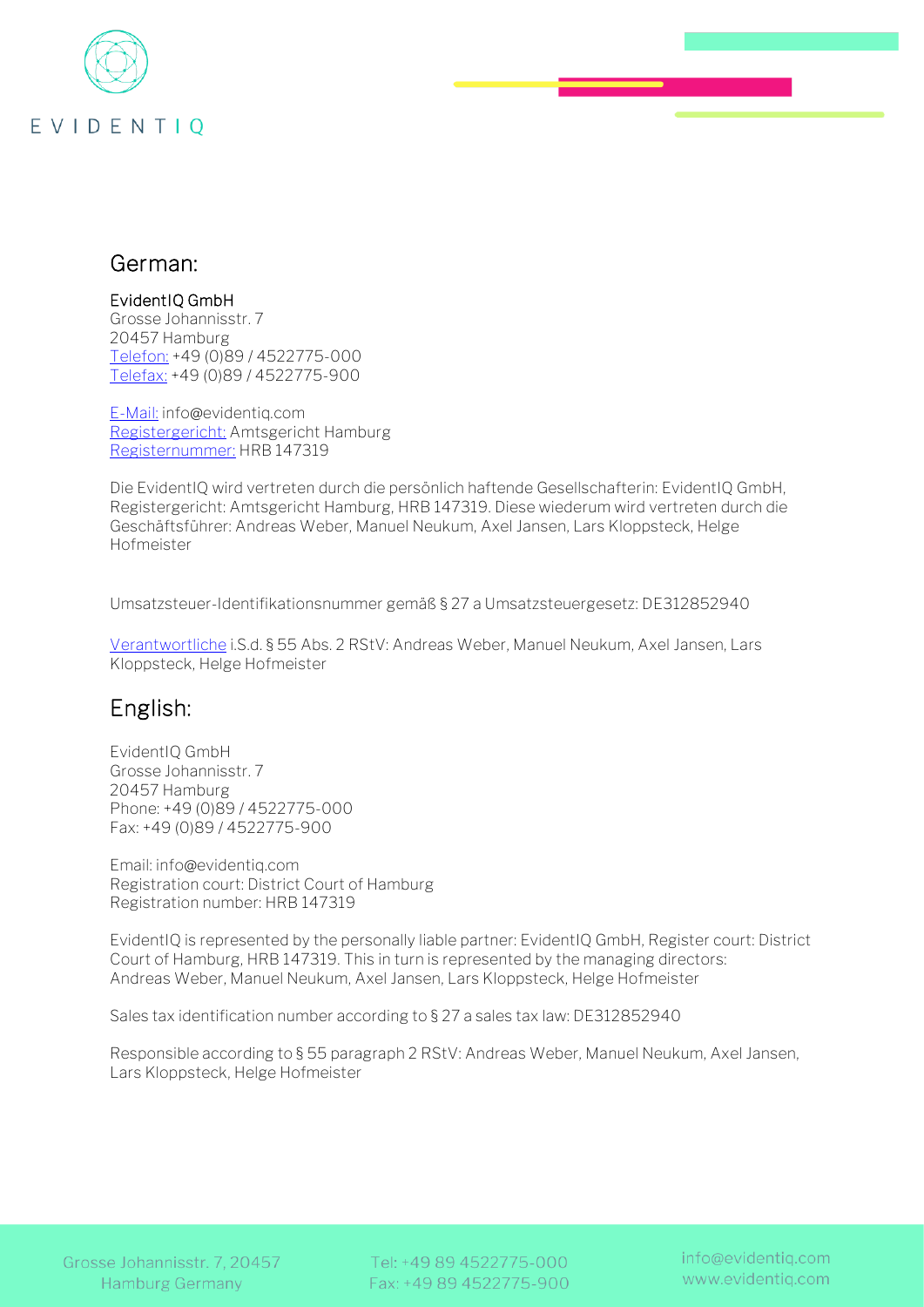EVIDENTIQ

## German:

EvidentIQ GmbH
Grosse Johannisstr. 7
20457 Hamburg
Telefon: +49 (0)89 / 4522775-000
Telefax: +49 (0)89 / 4522775-900

E-Mail: info@evidentiq.com
Registergericht: Amtsgericht Hamburg
Registernummer: HRB 147319

Die EvidentIQ wird vertreten durch die persönlich haftende Gesellschafterin: EvidentIQ GmbH, Registergericht: Amtsgericht Hamburg, HRB 147319. Diese wiederum wird vertreten durch die Geschäftsführer: Andreas Weber, Manuel Neukum, Axel Jansen, Lars Kloppsteck, Helge Hofmeister

Umsatzsteuer-Identifikationsnummer gemäß § 27 a Umsatzsteuergesetz: DE312852940

Verantwortliche i.S.d. § 55 Abs. 2 RStV: Andreas Weber, Manuel Neukum, Axel Jansen, Lars Kloppsteck, Helge Hofmeister

## English:

EvidentIQ GmbH
Grosse Johannisstr. 7
20457 Hamburg
Phone: +49 (0)89 / 4522775-000
Fax: +49 (0)89 / 4522775-900

Email: info@evidentiq.com
Registration court: District Court of Hamburg
Registration number: HRB 147319

EvidentIQ is represented by the personally liable partner: EvidentIQ GmbH, Register court: District Court of Hamburg, HRB 147319. This in turn is represented by the managing directors: Andreas Weber, Manuel Neukum, Axel Jansen, Lars Kloppsteck, Helge Hofmeister

Sales tax identification number according to § 27 a sales tax law: DE312852940

Responsible according to § 55 paragraph 2 RStV: Andreas Weber, Manuel Neukum, Axel Jansen, Lars Kloppsteck, Helge Hofmeister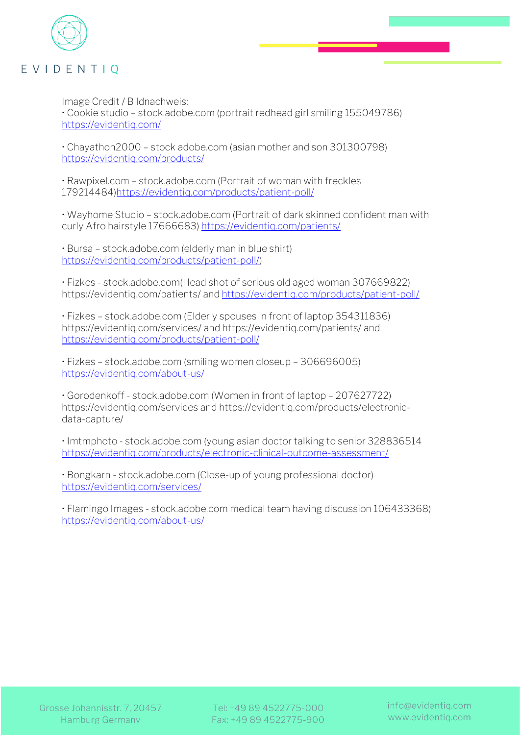Image Credit / Bildnachweis:

• Cookie studio – stock.adobe.com (portrait redhead girl smiling 155049786)
https://evidentiq.com/

• Chayathon2000 – stock adobe.com (asian mother and son 301300798)
https://evidentiq.com/products/

• Rawpixel.com – stock.adobe.com (Portrait of woman with freckles 179214484)https://evidentiq.com/products/patient-poll/

• Wayhome Studio – stock.adobe.com (Portrait of dark skinned confident man with curly Afro hairstyle 17666683) https://evidentiq.com/patients/

• Bursa – stock.adobe.com (elderly man in blue shirt)
https://evidentiq.com/products/patient-poll/)

• Fizkes - stock.adobe.com(Head shot of serious old aged woman 307669822)
https://evidentiq.com/patients/ and https://evidentiq.com/products/patient-poll/

• Fizkes – stock.adobe.com (Elderly spouses in front of laptop 354311836)
https://evidentiq.com/services/ and https://evidentiq.com/patients/ and
https://evidentiq.com/products/patient-poll/

• Fizkes – stock.adobe.com (smiling women closeup – 306696005)
https://evidentiq.com/about-us/

• Gorodenkoff - stock.adobe.com (Women in front of laptop – 207627722)
https://evidentiq.com/services and https://evidentiq.com/products/electronic-data-capture/

• Imtmphoto - stock.adobe.com (young asian doctor talking to senior 328836514
https://evidentiq.com/products/electronic-clinical-outcome-assessment/

• Bongkarn - stock.adobe.com (Close-up of young professional doctor)
https://evidentiq.com/services/

• Flamingo Images - stock.adobe.com medical team having discussion 106433368)
https://evidentiq.com/about-us/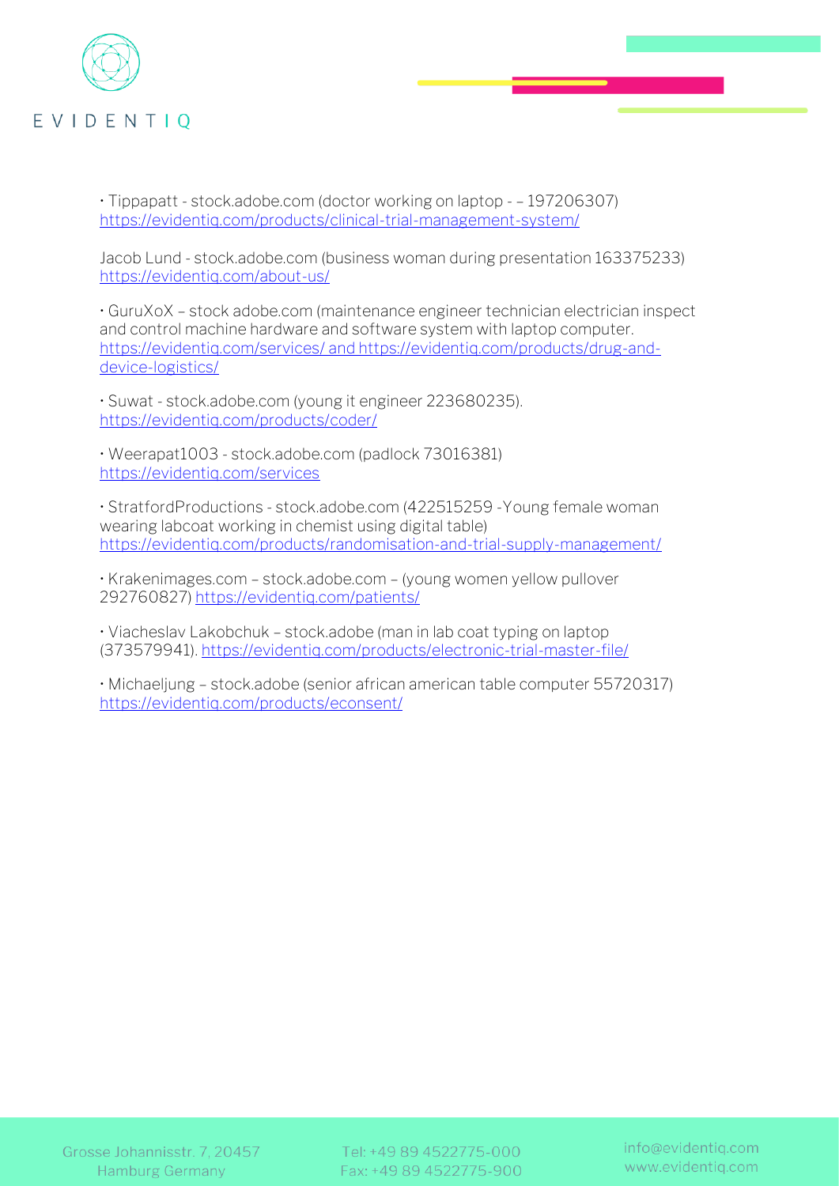• Tippapatt - stock.adobe.com (doctor working on laptop - – 197206307)
https://evidentiq.com/products/clinical-trial-management-system/

Jacob Lund - stock.adobe.com (business woman during presentation 163375233)
https://evidentiq.com/about-us/

• GuruXoX – stock adobe.com (maintenance engineer technician electrician inspect and control machine hardware and software system with laptop computer.
https://evidentiq.com/services/ and https://evidentiq.com/products/drug-and-device-logistics/

• Suwat - stock.adobe.com (young it engineer 223680235).
https://evidentiq.com/products/coder/

• Weerapat1003 - stock.adobe.com (padlock 73016381)
https://evidentiq.com/services

• StratfordProductions - stock.adobe.com (422515259 -Young female woman wearing labcoat working in chemist using digital table)
https://evidentiq.com/products/randomisation-and-trial-supply-management/

• Krakenimages.com – stock.adobe.com – (young women yellow pullover 292760827) https://evidentiq.com/patients/

• Viacheslav Lakobchuk – stock.adobe (man in lab coat typing on laptop (373579941). https://evidentiq.com/products/electronic-trial-master-file/

• Michaeljung – stock.adobe (senior african american table computer 55720317)
https://evidentiq.com/products/econsent/